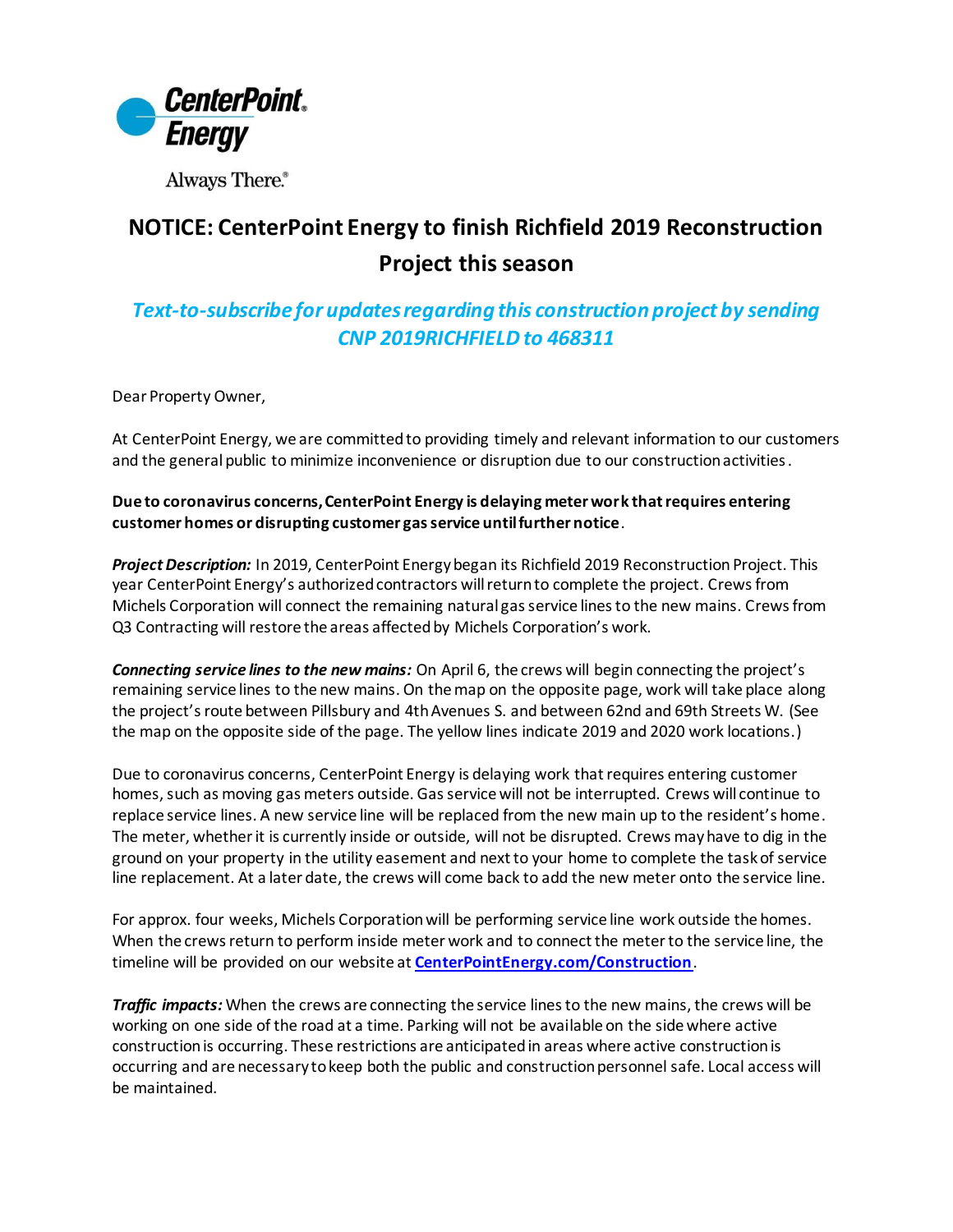CenterPoint Energy

Always There.®

# NOTICE: CenterPoint Energy to finish Richfield 2019 Reconstruction Project this season

***Text-to-subscribe for updates regarding this construction project by sending CNP 2019RICHFIELD to 468311***

Dear Property Owner,

At CenterPoint Energy, we are committed to providing timely and relevant information to our customers and the general public to minimize inconvenience or disruption due to our construction activities.

**Due to coronavirus concerns, CenterPoint Energy is delaying meter work that requires entering customer homes or disrupting customer gas service until further notice**.

***Project Description:*** In 2019, CenterPoint Energy began its Richfield 2019 Reconstruction Project. This year CenterPoint Energy's authorized contractors will return to complete the project. Crews from Michels Corporation will connect the remaining natural gas service lines to the new mains. Crews from Q3 Contracting will restore the areas affected by Michels Corporation's work.

***Connecting service lines to the new mains:*** On April 6, the crews will begin connecting the project's remaining service lines to the new mains. On the map on the opposite page, work will take place along the project's route between Pillsbury and 4th Avenues S. and between 62nd and 69th Streets W. (See the map on the opposite side of the page. The yellow lines indicate 2019 and 2020 work locations.)

Due to coronavirus concerns, CenterPoint Energy is delaying work that requires entering customer homes, such as moving gas meters outside. Gas service will not be interrupted. Crews will continue to replace service lines. A new service line will be replaced from the new main up to the resident's home. The meter, whether it is currently inside or outside, will not be disrupted. Crews may have to dig in the ground on your property in the utility easement and next to your home to complete the task of service line replacement. At a later date, the crews will come back to add the new meter onto the service line.

For approx. four weeks, Michels Corporation will be performing service line work outside the homes. When the crews return to perform inside meter work and to connect the meter to the service line, the timeline will be provided on our website at **[CenterPointEnergy.com/Construction](CenterPointEnergy.com/Construction)**.

***Traffic impacts:*** When the crews are connecting the service lines to the new mains, the crews will be working on one side of the road at a time. Parking will not be available on the side where active construction is occurring. These restrictions are anticipated in areas where active construction is occurring and are necessary to keep both the public and construction personnel safe. Local access will be maintained.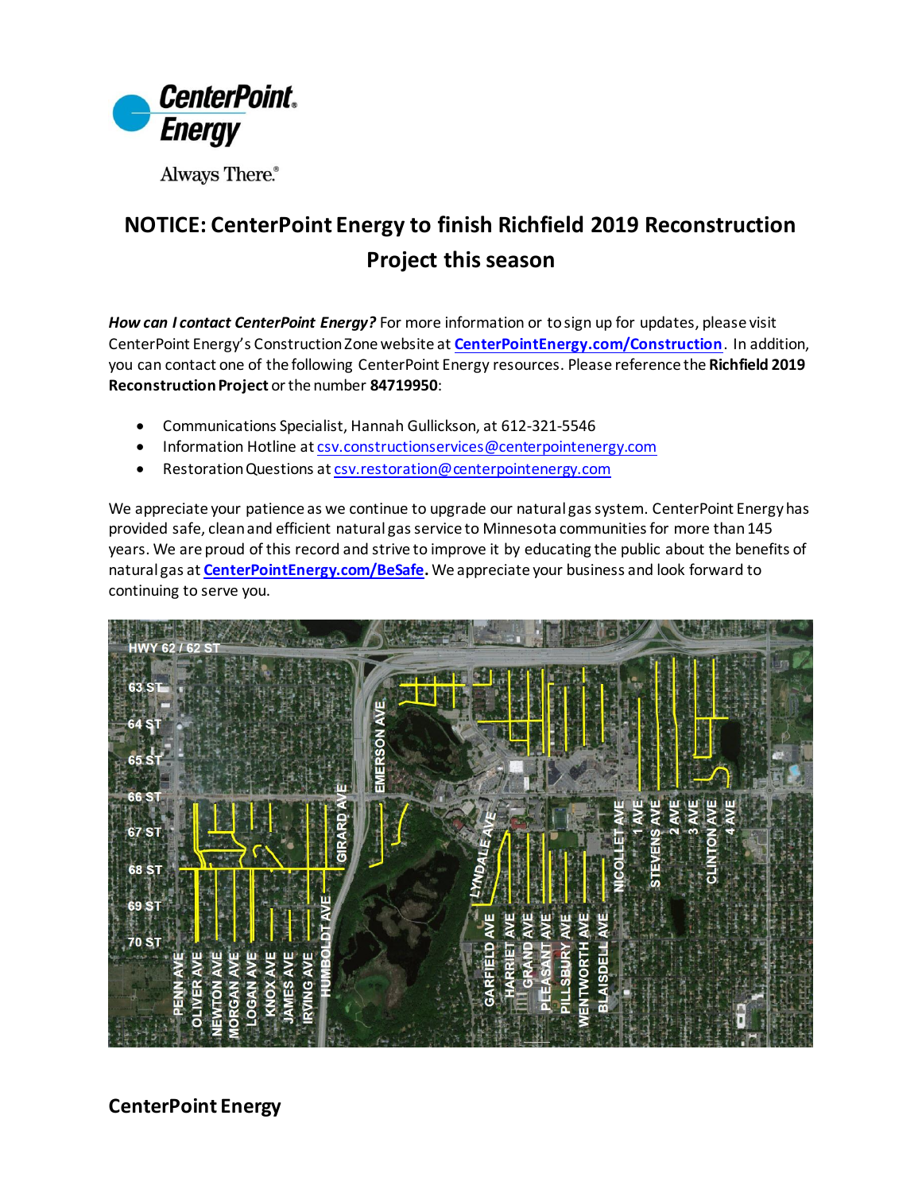CenterPoint. Energy

Always There.®

# NOTICE: CenterPoint Energy to finish Richfield 2019 Reconstruction Project this season

***How can I contact CenterPoint Energy?*** For more information or to sign up for updates, please visit CenterPoint Energy's Construction Zone website at **[CenterPointEnergy.com/Construction](CenterPointEnergy.com/Construction)**. In addition, you can contact one of the following CenterPoint Energy resources. Please reference the **Richfield 2019 Reconstruction Project** or the number **84719950**:

- Communications Specialist, Hannah Gullickson, at 612-321-5546
- Information Hotline at csv.constructionservices@centerpointenergy.com
- Restoration Questions at csv.restoration@centerpointenergy.com

We appreciate your patience as we continue to upgrade our natural gas system. CenterPoint Energy has provided safe, clean and efficient natural gas service to Minnesota communities for more than 145 years. We are proud of this record and strive to improve it by educating the public about the benefits of natural gas at **[CenterPointEnergy.com/BeSafe](CenterPointEnergy.com/BeSafe).** We appreciate your business and look forward to continuing to serve you.

HWY 62 / 62 ST
63 ST
64 ST
65 ST
66 ST
67 ST
68 ST
69 ST
70 ST
EMERSON AVE
GIRARD AVE
HUMBOLDT AVE
LYNDALE AVE
PENN AVE
OLIVER AVE
NEWTON AVE
MORGAN AVE
LOGAN AVE
KNOX AVE
JAMES AVE
IRVING AVE
GARFIELD AVE
HARRIET AVE
GRAND AVE
PLEASANT AVE
PILLSBURY AVE
WENTWORTH AVE
BLAISDELL AVE
NICOLLET AVE
1 AVE
STEVENS AVE
2 AVE
3 AVE
CLINTON AVE
4 AVE

**CenterPoint Energy**